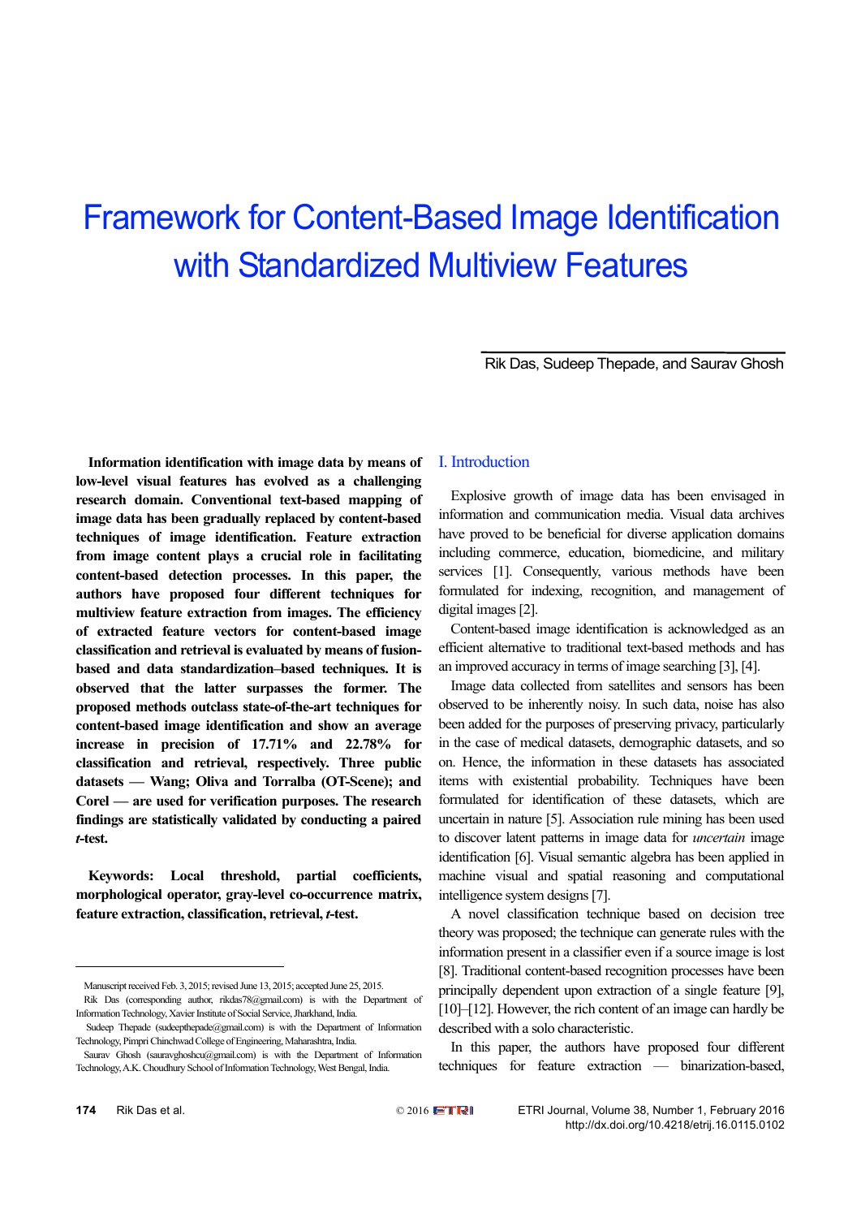# Framework for Content-Based Image Identification with Standardized Multiview Features

Rik Das, Sudeep Thepade, and Saurav Ghosh

**Information identification with image data by means of low-level visual features has evolved as a challenging research domain. Conventional text-based mapping of image data has been gradually replaced by content-based techniques of image identification. Feature extraction from image content plays a crucial role in facilitating content-based detection processes. In this paper, the authors have proposed four different techniques for multiview feature extraction from images. The efficiency of extracted feature vectors for content-based image classification and retrieval is evaluated by means of fusion-based and data standardization–based techniques. It is observed that the latter surpasses the former. The proposed methods outclass state-of-the-art techniques for content-based image identification and show an average increase in precision of 17.71% and 22.78% for classification and retrieval, respectively. Three public datasets — Wang; Oliva and Torralba (OT-Scene); and Corel — are used for verification purposes. The research findings are statistically validated by conducting a paired *t*-test.**

**Keywords: Local threshold, partial coefficients, morphological operator, gray-level co-occurrence matrix, feature extraction, classification, retrieval, *t*-test.**

Manuscript received Feb. 3, 2015; revised June 13, 2015; accepted June 25, 2015.

Rik Das (corresponding author, rikdas78@gmail.com) is with the Department of Information Technology, Xavier Institute of Social Service, Jharkhand, India.

Sudeep Thepade (sudeepthepade@gmail.com) is with the Department of Information Technology, Pimpri Chinchwad College of Engineering, Maharashtra, India.

Saurav Ghosh (sauravghoshcu@gmail.com) is with the Department of Information Technology, A.K. Choudhury School of Information Technology, West Bengal, India.

## I. Introduction

Explosive growth of image data has been envisaged in information and communication media. Visual data archives have proved to be beneficial for diverse application domains including commerce, education, biomedicine, and military services [1]. Consequently, various methods have been formulated for indexing, recognition, and management of digital images [2].

Content-based image identification is acknowledged as an efficient alternative to traditional text-based methods and has an improved accuracy in terms of image searching [3], [4].

Image data collected from satellites and sensors has been observed to be inherently noisy. In such data, noise has also been added for the purposes of preserving privacy, particularly in the case of medical datasets, demographic datasets, and so on. Hence, the information in these datasets has associated items with existential probability. Techniques have been formulated for identification of these datasets, which are uncertain in nature [5]. Association rule mining has been used to discover latent patterns in image data for *uncertain* image identification [6]. Visual semantic algebra has been applied in machine visual and spatial reasoning and computational intelligence system designs [7].

A novel classification technique based on decision tree theory was proposed; the technique can generate rules with the information present in a classifier even if a source image is lost [8]. Traditional content-based recognition processes have been principally dependent upon extraction of a single feature [9], [10]–[12]. However, the rich content of an image can hardly be described with a solo characteristic.

In this paper, the authors have proposed four different techniques for feature extraction — binarization-based,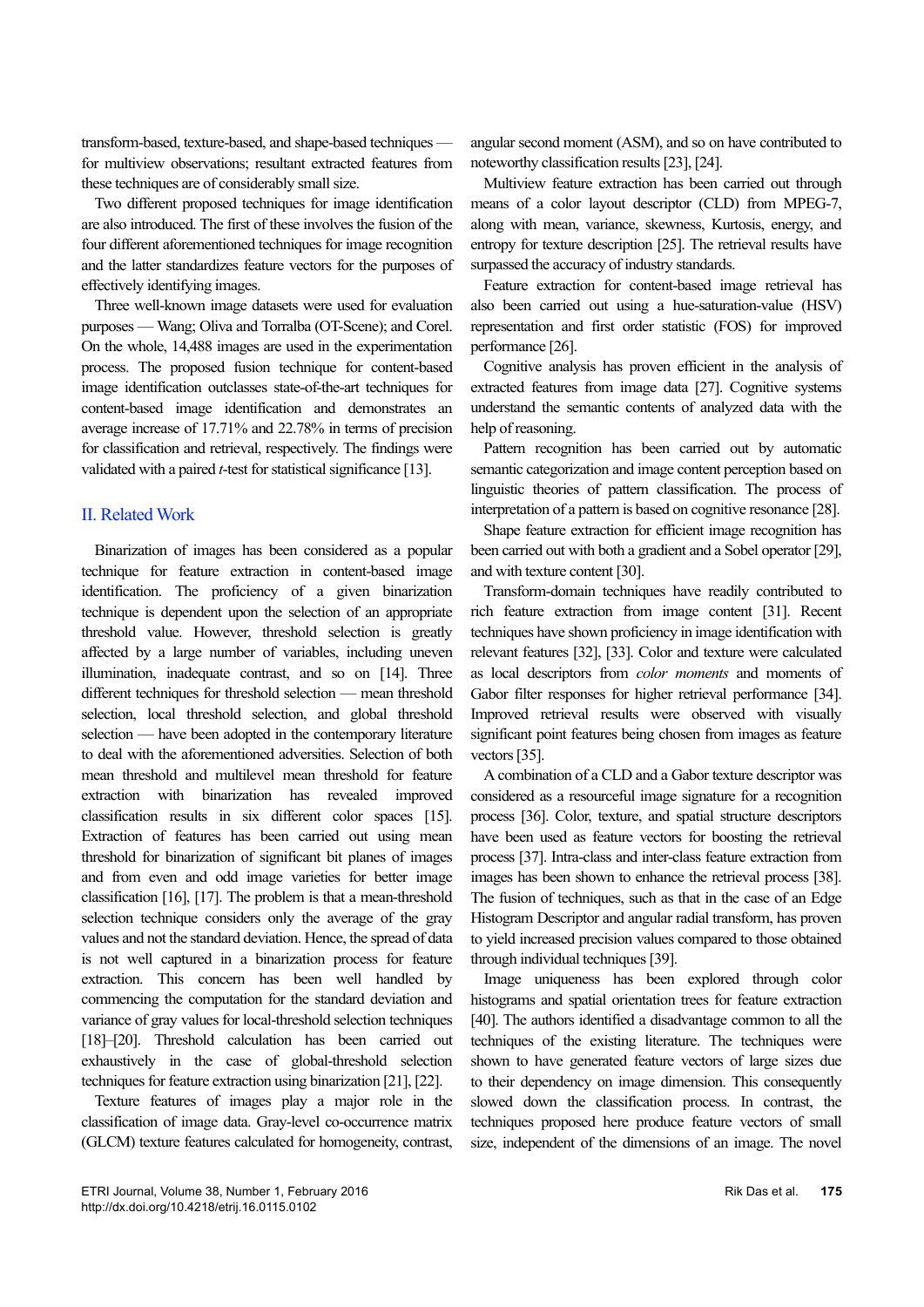transform-based, texture-based, and shape-based techniques — for multiview observations; resultant extracted features from these techniques are of considerably small size.

Two different proposed techniques for image identification are also introduced. The first of these involves the fusion of the four different aforementioned techniques for image recognition and the latter standardizes feature vectors for the purposes of effectively identifying images.

Three well-known image datasets were used for evaluation purposes — Wang; Oliva and Torralba (OT-Scene); and Corel. On the whole, 14,488 images are used in the experimentation process. The proposed fusion technique for content-based image identification outclasses state-of-the-art techniques for content-based image identification and demonstrates an average increase of 17.71% and 22.78% in terms of precision for classification and retrieval, respectively. The findings were validated with a paired *t*-test for statistical significance [13].

## II. Related Work

Binarization of images has been considered as a popular technique for feature extraction in content-based image identification. The proficiency of a given binarization technique is dependent upon the selection of an appropriate threshold value. However, threshold selection is greatly affected by a large number of variables, including uneven illumination, inadequate contrast, and so on [14]. Three different techniques for threshold selection — mean threshold selection, local threshold selection, and global threshold selection — have been adopted in the contemporary literature to deal with the aforementioned adversities. Selection of both mean threshold and multilevel mean threshold for feature extraction with binarization has revealed improved classification results in six different color spaces [15]. Extraction of features has been carried out using mean threshold for binarization of significant bit planes of images and from even and odd image varieties for better image classification [16], [17]. The problem is that a mean-threshold selection technique considers only the average of the gray values and not the standard deviation. Hence, the spread of data is not well captured in a binarization process for feature extraction. This concern has been well handled by commencing the computation for the standard deviation and variance of gray values for local-threshold selection techniques [18]–[20]. Threshold calculation has been carried out exhaustively in the case of global-threshold selection techniques for feature extraction using binarization [21], [22].

Texture features of images play a major role in the classification of image data. Gray-level co-occurrence matrix (GLCM) texture features calculated for homogeneity, contrast, angular second moment (ASM), and so on have contributed to noteworthy classification results [23], [24].

Multiview feature extraction has been carried out through means of a color layout descriptor (CLD) from MPEG-7, along with mean, variance, skewness, Kurtosis, energy, and entropy for texture description [25]. The retrieval results have surpassed the accuracy of industry standards.

Feature extraction for content-based image retrieval has also been carried out using a hue-saturation-value (HSV) representation and first order statistic (FOS) for improved performance [26].

Cognitive analysis has proven efficient in the analysis of extracted features from image data [27]. Cognitive systems understand the semantic contents of analyzed data with the help of reasoning.

Pattern recognition has been carried out by automatic semantic categorization and image content perception based on linguistic theories of pattern classification. The process of interpretation of a pattern is based on cognitive resonance [28].

Shape feature extraction for efficient image recognition has been carried out with both a gradient and a Sobel operator [29], and with texture content [30].

Transform-domain techniques have readily contributed to rich feature extraction from image content [31]. Recent techniques have shown proficiency in image identification with relevant features [32], [33]. Color and texture were calculated as local descriptors from *color moments* and moments of Gabor filter responses for higher retrieval performance [34]. Improved retrieval results were observed with visually significant point features being chosen from images as feature vectors [35].

A combination of a CLD and a Gabor texture descriptor was considered as a resourceful image signature for a recognition process [36]. Color, texture, and spatial structure descriptors have been used as feature vectors for boosting the retrieval process [37]. Intra-class and inter-class feature extraction from images has been shown to enhance the retrieval process [38]. The fusion of techniques, such as that in the case of an Edge Histogram Descriptor and angular radial transform, has proven to yield increased precision values compared to those obtained through individual techniques [39].

Image uniqueness has been explored through color histograms and spatial orientation trees for feature extraction [40]. The authors identified a disadvantage common to all the techniques of the existing literature. The techniques were shown to have generated feature vectors of large sizes due to their dependency on image dimension. This consequently slowed down the classification process. In contrast, the techniques proposed here produce feature vectors of small size, independent of the dimensions of an image. The novel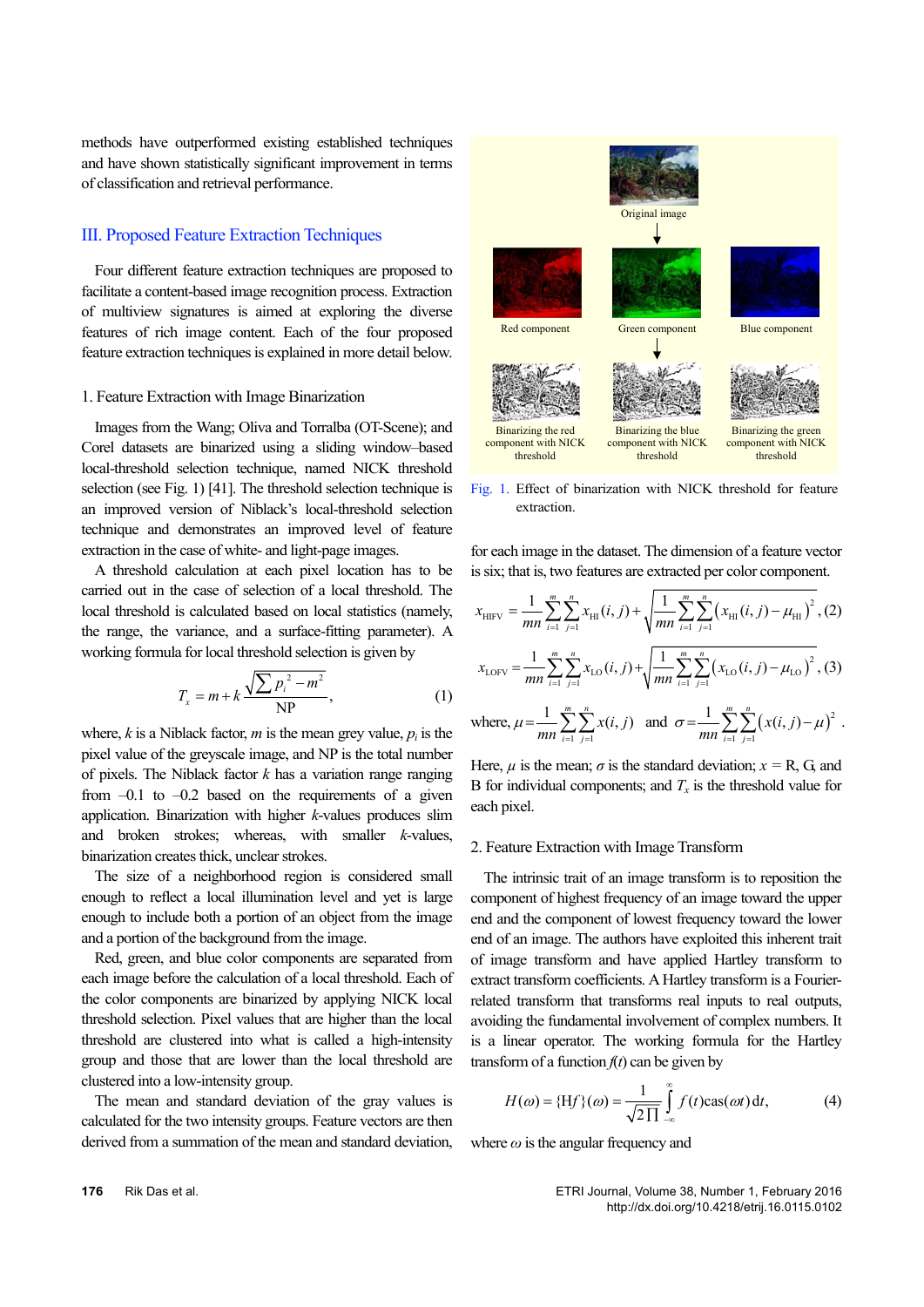methods have outperformed existing established techniques and have shown statistically significant improvement in terms of classification and retrieval performance.

## III. Proposed Feature Extraction Techniques

Four different feature extraction techniques are proposed to facilitate a content-based image recognition process. Extraction of multiview signatures is aimed at exploring the diverse features of rich image content. Each of the four proposed feature extraction techniques is explained in more detail below.

### 1. Feature Extraction with Image Binarization

Images from the Wang; Oliva and Torralba (OT-Scene); and Corel datasets are binarized using a sliding window–based local-threshold selection technique, named NICK threshold selection (see Fig. 1) [41]. The threshold selection technique is an improved version of Niblack's local-threshold selection technique and demonstrates an improved level of feature extraction in the case of white- and light-page images.

A threshold calculation at each pixel location has to be carried out in the case of selection of a local threshold. The local threshold is calculated based on local statistics (namely, the range, the variance, and a surface-fitting parameter). A working formula for local threshold selection is given by

$$T_x = m + k\frac{\sqrt{\sum p_i^{\,2} - m^2}}{\text{NP}}, \tag{1}$$

where, $k$ is a Niblack factor, $m$ is the mean grey value, $p_i$ is the pixel value of the greyscale image, and NP is the total number of pixels. The Niblack factor $k$ has a variation range ranging from –0.1 to –0.2 based on the requirements of a given application. Binarization with higher $k$-values produces slim and broken strokes; whereas, with smaller $k$-values, binarization creates thick, unclear strokes.

The size of a neighborhood region is considered small enough to reflect a local illumination level and yet is large enough to include both a portion of an object from the image and a portion of the background from the image.

Red, green, and blue color components are separated from each image before the calculation of a local threshold. Each of the color components are binarized by applying NICK local threshold selection. Pixel values that are higher than the local threshold are clustered into what is called a high-intensity group and those that are lower than the local threshold are clustered into a low-intensity group.

The mean and standard deviation of the gray values is calculated for the two intensity groups. Feature vectors are then derived from a summation of the mean and standard deviation, for each image in the dataset. The dimension of a feature vector is six; that is, two features are extracted per color component.

Fig. 1. Effect of binarization with NICK threshold for feature extraction.

$$x_{\text{HIFV}} = \frac{1}{mn}\sum_{i=1}^{m}\sum_{j=1}^{n} x_{\text{HI}}(i,j) + \sqrt{\frac{1}{mn}\sum_{i=1}^{m}\sum_{j=1}^{n}\left(x_{\text{HI}}(i,j) - \mu_{\text{HI}}\right)^2}, \tag{2}$$

$$x_{\text{LOFV}} = \frac{1}{mn}\sum_{i=1}^{m}\sum_{j=1}^{n} x_{\text{LO}}(i,j) + \sqrt{\frac{1}{mn}\sum_{i=1}^{m}\sum_{j=1}^{n}\left(x_{\text{LO}}(i,j) - \mu_{\text{LO}}\right)^2}, \tag{3}$$

where, $\mu = \frac{1}{mn}\sum_{i=1}^{m}\sum_{j=1}^{n} x(i,j)$ and $\sigma = \frac{1}{mn}\sum_{i=1}^{m}\sum_{j=1}^{n}\left(x(i,j) - \mu\right)^2$.

Here, $\mu$ is the mean; $\sigma$ is the standard deviation; $x$ = R, G, and B for individual components; and $T_x$ is the threshold value for each pixel.

### 2. Feature Extraction with Image Transform

The intrinsic trait of an image transform is to reposition the component of highest frequency of an image toward the upper end and the component of lowest frequency of an image toward the lower end of an image. The authors have exploited this inherent trait of image transform and have applied Hartley transform to extract transform coefficients. A Hartley transform is a Fourier-related transform that transforms real inputs to real outputs, avoiding the fundamental involvement of complex numbers. It is a linear operator. The working formula for the Hartley transform of a function $f(t)$ can be given by

$$H(\omega) = \{\text{H}f\}(\omega) = \frac{1}{\sqrt{2\Pi}}\int_{-\infty}^{\infty} f(t)\,\text{cas}(\omega t)\,\text{d}t, \tag{4}$$

where $\omega$ is the angular frequency and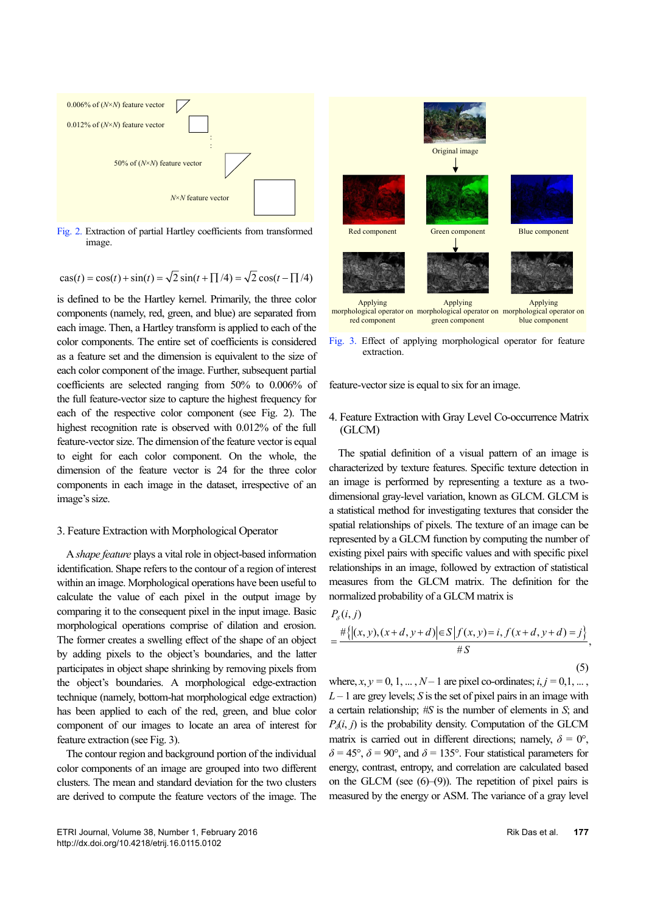0.006% of ($N$×$N$) feature vector

0.012% of ($N$×$N$) feature vector

50% of ($N$×$N$) feature vector

$N$×$N$ feature vector

Fig. 2. Extraction of partial Hartley coefficients from transformed image.

$$\text{cas}(t) = \cos(t) + \sin(t) = \sqrt{2}\sin(t + \Pi/4) = \sqrt{2}\cos(t - \Pi/4)$$

is defined to be the Hartley kernel. Primarily, the three color components (namely, red, green, and blue) are separated from each image. Then, a Hartley transform is applied to each of the color components. The entire set of coefficients is considered as a feature set and the dimension is equivalent to the size of each color component of the image. Further, subsequent partial coefficients are selected ranging from 50% to 0.006% of the full feature-vector size to capture the highest frequency for each of the respective color component (see Fig. 2). The highest recognition rate is observed with 0.012% of the full feature-vector size. The dimension of the feature vector is equal to eight for each color component. On the whole, the dimension of the feature vector is 24 for the three color components in each image in the dataset, irrespective of an image's size.

## 3. Feature Extraction with Morphological Operator

A *shape feature* plays a vital role in object-based information identification. Shape refers to the contour of a region of interest within an image. Morphological operations have been useful to calculate the value of each pixel in the output image by comparing it to the consequent pixel in the input image. Basic morphological operations comprise of dilation and erosion. The former creates a swelling effect of the shape of an object by adding pixels to the object's boundaries, and the latter participates in object shape shrinking by removing pixels from the object's boundaries. A morphological edge-extraction technique (namely, bottom-hat morphological edge extraction) has been applied to each of the red, green, and blue color component of our images to locate an area of interest for feature extraction (see Fig. 3).

The contour region and background portion of the individual color components of an image are grouped into two different clusters. The mean and standard deviation for the two clusters are derived to compute the feature vectors of the image. The feature-vector size is equal to six for an image.

Original image

Red component | Green component | Blue component

Applying morphological operator on red component | Applying morphological operator on green component | Applying morphological operator on blue component

Fig. 3. Effect of applying morphological operator for feature extraction.

## 4. Feature Extraction with Gray Level Co-occurrence Matrix (GLCM)

The spatial definition of a visual pattern of an image is characterized by texture features. Specific texture detection in an image is performed by representing a texture as a two-dimensional gray-level variation, known as GLCM. GLCM is a statistical method for investigating textures that consider the spatial relationships of pixels. The texture of an image can be represented by a GLCM function by computing the number of existing pixel pairs with specific values and with specific pixel relationships in an image, followed by extraction of statistical measures from the GLCM matrix. The definition for the normalized probability of a GLCM matrix is

$$P_{\delta}(i, j) = \frac{\#\left\{\left|(x, y), (x+d, y+d)\right| \in S \,\middle|\, f(x, y) = i, f(x+d, y+d) = j\right\}}{\# S}, \tag{5}$$

where, $x, y = 0, 1, \ldots, N-1$ are pixel co-ordinates; $i, j = 0, 1, \ldots, L-1$ are grey levels; $S$ is the set of pixel pairs in an image with a certain relationship; $\#S$ is the number of elements in $S$; and $P_{\delta}(i, j)$ is the probability density. Computation of the GLCM matrix is carried out in different directions; namely, $\delta = 0°$, $\delta = 45°$, $\delta = 90°$, and $\delta = 135°$. Four statistical parameters for energy, contrast, entropy, and correlation are calculated based on the GLCM (see (6)–(9)). The repetition of pixel pairs is measured by the energy or ASM. The variance of a gray level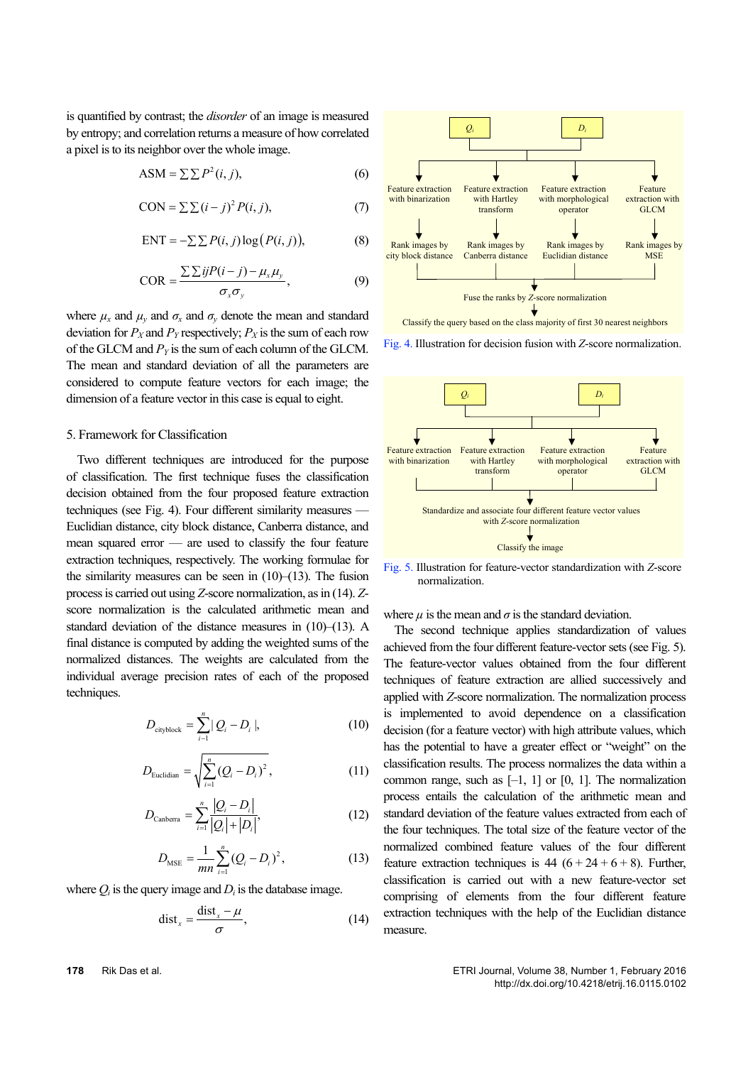is quantified by contrast; the *disorder* of an image is measured by entropy; and correlation returns a measure of how correlated a pixel is to its neighbor over the whole image.

$$\text{ASM} = \sum\sum P^2(i,j), \tag{6}$$

$$\text{CON} = \sum\sum (i-j)^2 P(i,j), \tag{7}$$

$$\text{ENT} = -\sum\sum P(i,j)\log\left(P(i,j)\right), \tag{8}$$

$$\text{COR} = \frac{\sum\sum ijP(i-j) - \mu_x\mu_y}{\sigma_x\sigma_y}, \tag{9}$$

where $\mu_x$ and $\mu_y$ and $\sigma_x$ and $\sigma_y$ denote the mean and standard deviation for $P_X$ and $P_Y$ respectively; $P_X$ is the sum of each row of the GLCM and $P_Y$ is the sum of each column of the GLCM. The mean and standard deviation of all the parameters are considered to compute feature vectors for each image; the dimension of a feature vector in this case is equal to eight.

## 5. Framework for Classification

Two different techniques are introduced for the purpose of classification. The first technique fuses the classification decision obtained from the four proposed feature extraction techniques (see Fig. 4). Four different similarity measures — Euclidian distance, city block distance, Canberra distance, and mean squared error — are used to classify the four feature extraction techniques, respectively. The working formulae for the similarity measures can be seen in (10)–(13). The fusion process is carried out using *Z*-score normalization, as in (14). *Z*-score normalization is the calculated arithmetic mean and standard deviation of the distance measures in (10)–(13). A final distance is computed by adding the weighted sums of the normalized distances. The weights are calculated from the individual average precision rates of each of the proposed techniques.

$$D_{\text{cityblock}} = \sum_{i=1}^{n} |Q_i - D_i|, \tag{10}$$

$$D_{\text{Euclidian}} = \sqrt{\sum_{i=1}^{n} (Q_i - D_i)^2}, \tag{11}$$

$$D_{\text{Canberra}} = \sum_{i=1}^{n} \frac{|Q_i - D_i|}{|Q_i| + |D_i|}, \tag{12}$$

$$D_{\text{MSE}} = \frac{1}{mn}\sum_{i=1}^{n} (Q_i - D_i)^2, \tag{13}$$

where $Q_i$ is the query image and $D_i$ is the database image.

$$\text{dist}_x = \frac{\text{dist}_x - \mu}{\sigma}, \tag{14}$$

Fig. 4. Illustration for decision fusion with *Z*-score normalization.

Fig. 5. Illustration for feature-vector standardization with *Z*-score normalization.

where $\mu$ is the mean and $\sigma$ is the standard deviation.

The second technique applies standardization of values achieved from the four different feature-vector sets (see Fig. 5). The feature-vector values obtained from the four different techniques of feature extraction are allied successively and applied with *Z*-score normalization. The normalization process is implemented to avoid dependence on a classification decision (for a feature vector) with high attribute values, which has the potential to have a greater effect or "weight" on the classification results. The process normalizes the data within a common range, such as [–1, 1] or [0, 1]. The normalization process entails the calculation of the arithmetic mean and standard deviation of the feature values extracted from each of the four techniques. The total size of the feature vector of the normalized combined feature values of the four different feature extraction techniques is 44 (6 + 24 + 6 + 8). Further, classification is carried out with a new feature-vector set comprising of elements from the four different feature extraction techniques with the help of the Euclidian distance measure.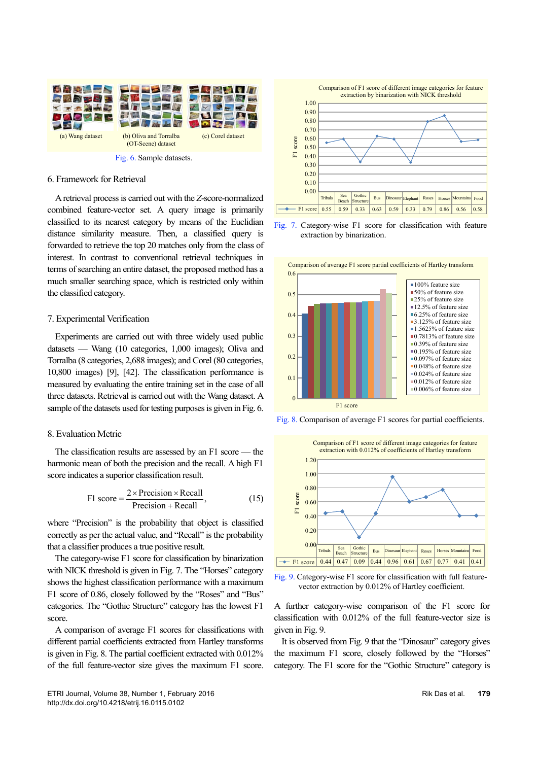(a) Wang dataset (b) Oliva and Torralba (OT-Scene) dataset (c) Corel dataset

Fig. 6. Sample datasets.

## 6. Framework for Retrieval

A retrieval process is carried out with the *Z*-score-normalized combined feature-vector set. A query image is primarily classified to its nearest category by means of the Euclidian distance similarity measure. Then, a classified query is forwarded to retrieve the top 20 matches only from the class of interest. In contrast to conventional retrieval techniques in terms of searching an entire dataset, the proposed method has a much smaller searching space, which is restricted only within the classified category.

## 7. Experimental Verification

Experiments are carried out with three widely used public datasets — Wang (10 categories, 1,000 images); Oliva and Torralba (8 categories, 2,688 images); and Corel (80 categories, 10,800 images) [9], [42]. The classification performance is measured by evaluating the entire training set in the case of all three datasets. Retrieval is carried out with the Wang dataset. A sample of the datasets used for testing purposes is given in Fig. 6.

## 8. Evaluation Metric

The classification results are assessed by an F1 score — the harmonic mean of both the precision and the recall. A high F1 score indicates a superior classification result.

$$\text{F1 score} = \frac{2 \times \text{Precision} \times \text{Recall}}{\text{Precision} + \text{Recall}}, \tag{15}$$

where "Precision" is the probability that object is classified correctly as per the actual value, and "Recall" is the probability that a classifier produces a true positive result.

The category-wise F1 score for classification by binarization with NICK threshold is given in Fig. 7. The "Horses" category shows the highest classification performance with a maximum F1 score of 0.86, closely followed by the "Roses" and "Bus" categories. The "Gothic Structure" category has the lowest F1 score.

A comparison of average F1 scores for classifications with different partial coefficients extracted from Hartley transforms is given in Fig. 8. The partial coefficient extracted with 0.012% of the full feature-vector size gives the maximum F1 score.

Comparison of F1 score of different image categories for feature extraction by binarization with NICK threshold

| | Tribals | Sea Beach | Gothic Structure | Bus | Dinosaur | Elephant | Roses | Horses | Mountains | Food |
|---|---|---|---|---|---|---|---|---|---|---|
| F1 score | 0.55 | 0.59 | 0.33 | 0.63 | 0.59 | 0.33 | 0.79 | 0.86 | 0.56 | 0.58 |

Fig. 7. Category-wise F1 score for classification with feature extraction by binarization.

Comparison of average F1 score partial coefficients of Hartley transform

Legend: 100% feature size; 50% of feature size; 25% of feature size; 12.5% of feature size; 6.25% of feature size; 3.125% of feature size; 1.5625% of feature size; 0.7813% of feature size; 0.39% of feature size; 0.195% of feature size; 0.097% of feature size; 0.048% of feature size; 0.024% of feature size; 0.012% of feature size; 0.006% of feature size

Fig. 8. Comparison of average F1 scores for partial coefficients.

Comparison of F1 score of different image categories for feature extraction with 0.012% of coefficients of Hartley transform

| | Tribals | Sea Beach | Gothic Structure | Bus | Dinosaur | Elephant | Roses | Horses | Mountains | Food |
|---|---|---|---|---|---|---|---|---|---|---|
| F1 score | 0.44 | 0.47 | 0.09 | 0.44 | 0.96 | 0.61 | 0.67 | 0.77 | 0.41 | 0.41 |

Fig. 9. Category-wise F1 score for classification with full feature-vector extraction by 0.012% of Hartley coefficient.

A further category-wise comparison of the F1 score for classification with 0.012% of the full feature-vector size is given in Fig. 9.

It is observed from Fig. 9 that the "Dinosaur" category gives the maximum F1 score, closely followed by the "Horses" category. The F1 score for the "Gothic Structure" category is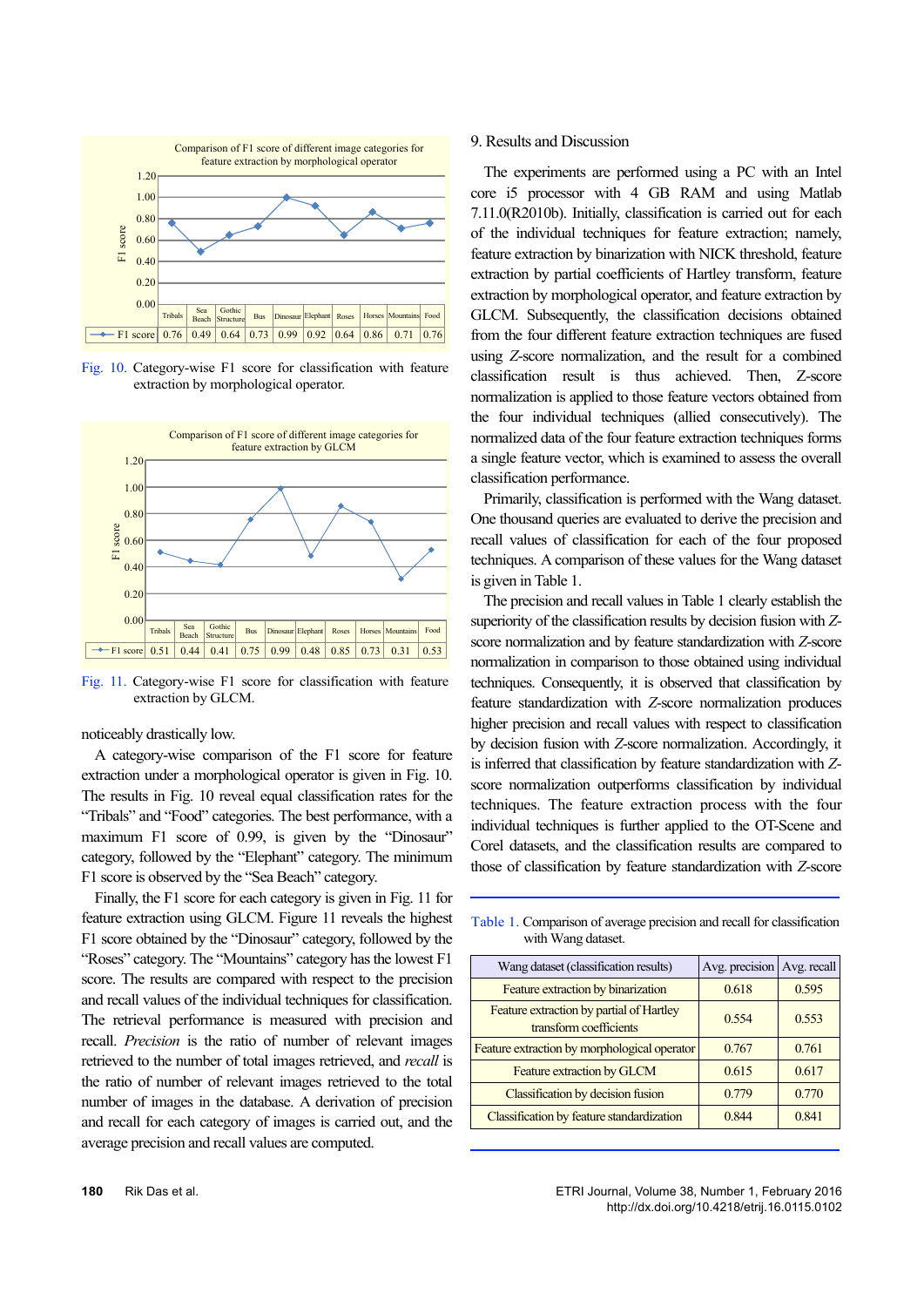Comparison of F1 score of different image categories for feature extraction by morphological operator

| | Tribals | Sea Beach | Gothic Structure | Bus | Dinosaur | Elephant | Roses | Horses | Mountains | Food |
|---|---|---|---|---|---|---|---|---|---|---|
| F1 score | 0.76 | 0.49 | 0.64 | 0.73 | 0.99 | 0.92 | 0.64 | 0.86 | 0.71 | 0.76 |

Fig. 10. Category-wise F1 score for classification with feature extraction by morphological operator.

Comparison of F1 score of different image categories for feature extraction by GLCM

| | Tribals | Sea Beach | Gothic Structure | Bus | Dinosaur | Elephant | Roses | Horses | Mountains | Food |
|---|---|---|---|---|---|---|---|---|---|---|
| F1 score | 0.51 | 0.44 | 0.41 | 0.75 | 0.99 | 0.48 | 0.85 | 0.73 | 0.31 | 0.53 |

Fig. 11. Category-wise F1 score for classification with feature extraction by GLCM.

noticeably drastically low.

A category-wise comparison of the F1 score for feature extraction under a morphological operator is given in Fig. 10. The results in Fig. 10 reveal equal classification rates for the "Tribals" and "Food" categories. The best performance, with a maximum F1 score of 0.99, is given by the "Dinosaur" category, followed by the "Elephant" category. The minimum F1 score is observed by the "Sea Beach" category.

Finally, the F1 score for each category is given in Fig. 11 for feature extraction using GLCM. Figure 11 reveals the highest F1 score obtained by the "Dinosaur" category, followed by the "Roses" category. The "Mountains" category has the lowest F1 score. The results are compared with respect to the precision and recall values of the individual techniques for classification. The retrieval performance is measured with precision and recall. *Precision* is the ratio of number of relevant images retrieved to the number of total images retrieved, and *recall* is the ratio of number of relevant images retrieved to the total number of images in the database. A derivation of precision and recall for each category of images is carried out, and the average precision and recall values are computed.

## 9. Results and Discussion

The experiments are performed using a PC with an Intel core i5 processor with 4 GB RAM and using Matlab 7.11.0(R2010b). Initially, classification is carried out for each of the individual techniques for feature extraction; namely, feature extraction by binarization with NICK threshold, feature extraction by partial coefficients of Hartley transform, feature extraction by morphological operator, and feature extraction by GLCM. Subsequently, the classification decisions obtained from the four different feature extraction techniques are fused using *Z*-score normalization, and the result for a combined classification result is thus achieved. Then, Z-score normalization is applied to those feature vectors obtained from the four individual techniques (allied consecutively). The normalized data of the four feature extraction techniques forms a single feature vector, which is examined to assess the overall classification performance.

Primarily, classification is performed with the Wang dataset. One thousand queries are evaluated to derive the precision and recall values of classification for each of the four proposed techniques. A comparison of these values for the Wang dataset is given in Table 1.

The precision and recall values in Table 1 clearly establish the superiority of the classification results by decision fusion with *Z*-score normalization and by feature standardization with *Z*-score normalization in comparison to those obtained using individual techniques. Consequently, it is observed that classification by feature standardization with *Z*-score normalization produces higher precision and recall values with respect to classification by decision fusion with *Z*-score normalization. Accordingly, it is inferred that classification by feature standardization with *Z*-score normalization outperforms classification by individual techniques. The feature extraction process with the four individual techniques is further applied to the OT-Scene and Corel datasets, and the classification results are compared to those of classification by feature standardization with *Z*-score

Table 1. Comparison of average precision and recall for classification with Wang dataset.

| Wang dataset (classification results) | Avg. precision | Avg. recall |
|---|---|---|
| Feature extraction by binarization | 0.618 | 0.595 |
| Feature extraction by partial of Hartley transform coefficients | 0.554 | 0.553 |
| Feature extraction by morphological operator | 0.767 | 0.761 |
| Feature extraction by GLCM | 0.615 | 0.617 |
| Classification by decision fusion | 0.779 | 0.770 |
| Classification by feature standardization | 0.844 | 0.841 |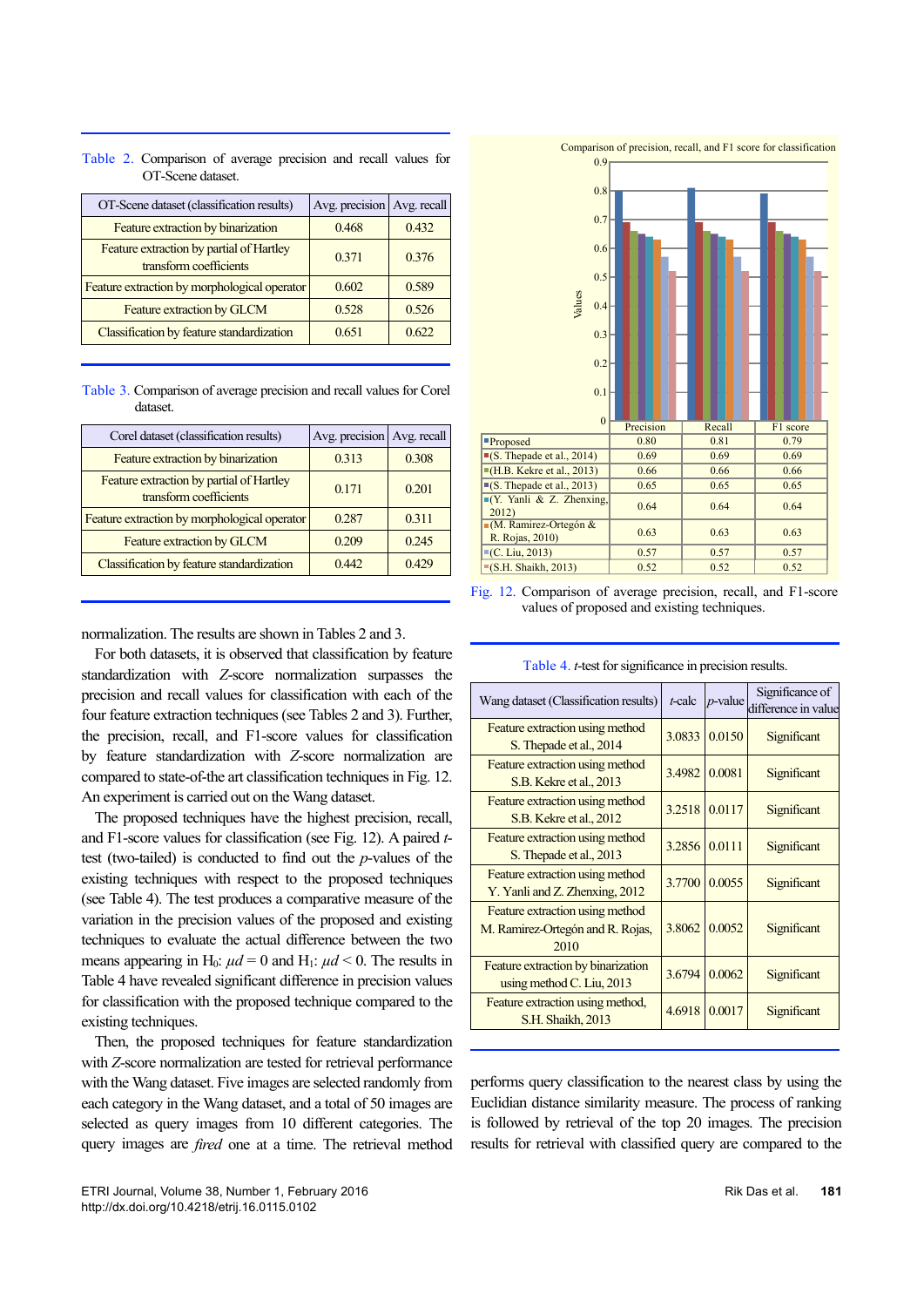Table 2. Comparison of average precision and recall values for OT-Scene dataset.

| OT-Scene dataset (classification results) | Avg. precision | Avg. recall |
|---|---|---|
| Feature extraction by binarization | 0.468 | 0.432 |
| Feature extraction by partial of Hartley transform coefficients | 0.371 | 0.376 |
| Feature extraction by morphological operator | 0.602 | 0.589 |
| Feature extraction by GLCM | 0.528 | 0.526 |
| Classification by feature standardization | 0.651 | 0.622 |

Table 3. Comparison of average precision and recall values for Corel dataset.

| Corel dataset (classification results) | Avg. precision | Avg. recall |
|---|---|---|
| Feature extraction by binarization | 0.313 | 0.308 |
| Feature extraction by partial of Hartley transform coefficients | 0.171 | 0.201 |
| Feature extraction by morphological operator | 0.287 | 0.311 |
| Feature extraction by GLCM | 0.209 | 0.245 |
| Classification by feature standardization | 0.442 | 0.429 |

normalization. The results are shown in Tables 2 and 3.

For both datasets, it is observed that classification by feature standardization with *Z*-score normalization surpasses the precision and recall values for classification with each of the four feature extraction techniques (see Tables 2 and 3). Further, the precision, recall, and F1-score values for classification by feature standardization with *Z*-score normalization are compared to state-of-the art classification techniques in Fig. 12. An experiment is carried out on the Wang dataset.

The proposed techniques have the highest precision, recall, and F1-score values for classification (see Fig. 12). A paired *t*-test (two-tailed) is conducted to find out the *p*-values of the existing techniques with respect to the proposed techniques (see Table 4). The test produces a comparative measure of the variation in the precision values of the proposed and existing techniques to evaluate the actual difference between the two means appearing in $H_0$: $\mu d = 0$ and $H_1$: $\mu d < 0$. The results in Table 4 have revealed significant difference in precision values for classification with the proposed technique compared to the existing techniques.

Then, the proposed techniques for feature standardization with *Z*-score normalization are tested for retrieval performance with the Wang dataset. Five images are selected randomly from each category in the Wang dataset, and a total of 50 images are selected as query images from 10 different categories. The query images are *fired* one at a time. The retrieval method performs query classification to the nearest class by using the Euclidian distance similarity measure. The process of ranking is followed by retrieval of the top 20 images. The precision results for retrieval with classified query are compared to the

Comparison of precision, recall, and F1 score for classification

| | Precision | Recall | F1 score |
|---|---|---|---|
| Proposed | 0.80 | 0.81 | 0.79 |
| (S. Thepade et al., 2014) | 0.69 | 0.69 | 0.69 |
| (H.B. Kekre et al., 2013) | 0.66 | 0.66 | 0.66 |
| (S. Thepade et al., 2013) | 0.65 | 0.65 | 0.65 |
| (Y. Yanli & Z. Zhenxing, 2012) | 0.64 | 0.64 | 0.64 |
| (M. Ramirez-Ortegón & R. Rojas, 2010) | 0.63 | 0.63 | 0.63 |
| (C. Liu, 2013) | 0.57 | 0.57 | 0.57 |
| (S.H. Shaikh, 2013) | 0.52 | 0.52 | 0.52 |

Fig. 12. Comparison of average precision, recall, and F1-score values of proposed and existing techniques.

Table 4. *t*-test for significance in precision results.

| Wang dataset (Classification results) | *t*-calc | *p*-value | Significance of difference in value |
|---|---|---|---|
| Feature extraction using method S. Thepade et al., 2014 | 3.0833 | 0.0150 | Significant |
| Feature extraction using method S.B. Kekre et al., 2013 | 3.4982 | 0.0081 | Significant |
| Feature extraction using method S.B. Kekre et al., 2012 | 3.2518 | 0.0117 | Significant |
| Feature extraction using method S. Thepade et al., 2013 | 3.2856 | 0.0111 | Significant |
| Feature extraction using method Y. Yanli and Z. Zhenxing, 2012 | 3.7700 | 0.0055 | Significant |
| Feature extraction using method M. Ramirez-Ortegón and R. Rojas, 2010 | 3.8062 | 0.0052 | Significant |
| Feature extraction by binarization using method C. Liu, 2013 | 3.6794 | 0.0062 | Significant |
| Feature extraction using method, S.H. Shaikh, 2013 | 4.6918 | 0.0017 | Significant |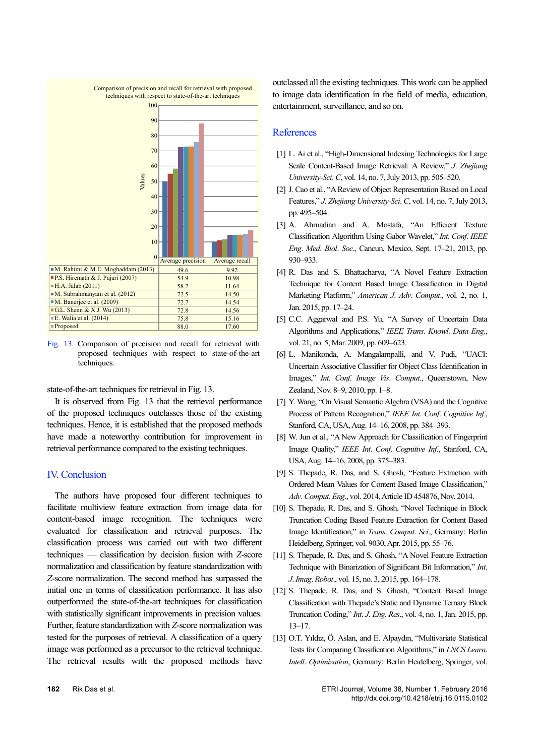Comparison of precision and recall for retrieval with proposed techniques with respect to state-of-the-art techniques

| | Average precision | Average recall |
|---|---|---|
| M. Rahimi & M.E. Moghaddam (2013) | 49.6 | 9.92 |
| P.S. Hiremath & J. Pujari (2007) | 54.9 | 10.98 |
| H.A. Jalab (2011) | 58.2 | 11.64 |
| M. Subrahmanyam et al. (2012) | 72.5 | 14.50 |
| M. Banerjee et al. (2009) | 72.7 | 14.54 |
| G.L. Shenn & X.J. Wu (2013) | 72.8 | 14.56 |
| E. Walia et al. (2014) | 75.8 | 15.16 |
| Proposed | 88.0 | 17.60 |

Fig. 13. Comparison of precision and recall for retrieval with proposed techniques with respect to state-of-the-art techniques.

state-of-the-art techniques for retrieval in Fig. 13.

It is observed from Fig. 13 that the retrieval performance of the proposed techniques outclasses those of the existing techniques. Hence, it is established that the proposed methods have made a noteworthy contribution for improvement in retrieval performance compared to the existing techniques.

## IV. Conclusion

The authors have proposed four different techniques to facilitate multiview feature extraction from image data for content-based image recognition. The techniques were evaluated for classification and retrieval purposes. The classification process was carried out with two different techniques — classification by decision fusion with *Z*-score normalization and classification by feature standardization with *Z*-score normalization. The second method has surpassed the initial one in terms of classification performance. It has also outperformed the state-of-the-art techniques for classification with statistically significant improvements in precision values. Further, feature standardization with *Z*-score normalization was tested for the purposes of retrieval. A classification of a query image was performed as a precursor to the retrieval technique. The retrieval results with the proposed methods have outclassed all the existing techniques. This work can be applied to image data identification in the field of media, education, entertainment, surveillance, and so on.

## References

[1] L. Ai et al., "High-Dimensional Indexing Technologies for Large Scale Content-Based Image Retrieval: A Review," *J. Zhejiang University-Sci. C*, vol. 14, no. 7, July 2013, pp. 505–520.

[2] J. Cao et al., "A Review of Object Representation Based on Local Features," *J. Zhejiang University-Sci. C*, vol. 14, no. 7, July 2013, pp. 495–504.

[3] A. Ahmadian and A. Mostafa, "An Efficient Texture Classification Algorithm Using Gabor Wavelet," *Int. Conf. IEEE Eng. Med. Biol. Soc.*, Cancun, Mexico, Sept. 17–21, 2013, pp. 930–933.

[4] R. Das and S. Bhattacharya, "A Novel Feature Extraction Technique for Content Based Image Classification in Digital Marketing Platform," *American J. Adv. Comput.*, vol. 2, no. 1, Jan. 2015, pp. 17–24.

[5] C.C. Aggarwal and P.S. Yu, "A Survey of Uncertain Data Algorithms and Applications," *IEEE Trans. Knowl. Data Eng.*, vol. 21, no. 5, Mar. 2009, pp. 609–623.

[6] L. Manikonda, A. Mangalampalli, and V. Pudi, "UACI: Uncertain Associative Classifier for Object Class Identification in Images," *Int. Conf. Image Vis. Comput.*, Queenstown, New Zealand, Nov. 8–9, 2010, pp. 1–8.

[7] Y. Wang, "On Visual Semantic Algebra (VSA) and the Cognitive Process of Pattern Recognition," *IEEE Int. Conf. Cognitive Inf.*, Stanford, CA, USA, Aug. 14–16, 2008, pp. 384–393.

[8] W. Jun et al., "A New Approach for Classification of Fingerprint Image Quality," *IEEE Int. Conf. Cognitive Inf.*, Stanford, CA, USA, Aug. 14–16, 2008, pp. 375–383.

[9] S. Thepade, R. Das, and S. Ghosh, "Feature Extraction with Ordered Mean Values for Content Based Image Classification," *Adv. Comput. Eng.*, vol. 2014, Article ID 454876, Nov. 2014.

[10] S. Thepade, R. Das, and S. Ghosh, "Novel Technique in Block Truncation Coding Based Feature Extraction for Content Based Image Identification," in *Trans. Comput. Sci.*, Germany: Berlin Heidelberg, Springer, vol. 9030, Apr. 2015, pp. 55–76.

[11] S. Thepade, R. Das, and S. Ghosh, "A Novel Feature Extraction Technique with Binarization of Significant Bit Information," *Int. J. Imag. Robot.*, vol. 15, no. 3, 2015, pp. 164–178.

[12] S. Thepade, R. Das, and S. Ghosh, "Content Based Image Classification with Thepade's Static and Dynamic Ternary Block Truncation Coding," *Int. J. Eng. Res.*, vol. 4, no. 1, Jan. 2015, pp. 13–17.

[13] O.T. Yıldız, Ö. Aslan, and E. Alpaydın, "Multivariate Statistical Tests for Comparing Classification Algorithms," in *LNCS Learn. Intell. Optimization*, Germany: Berlin Heidelberg, Springer, vol.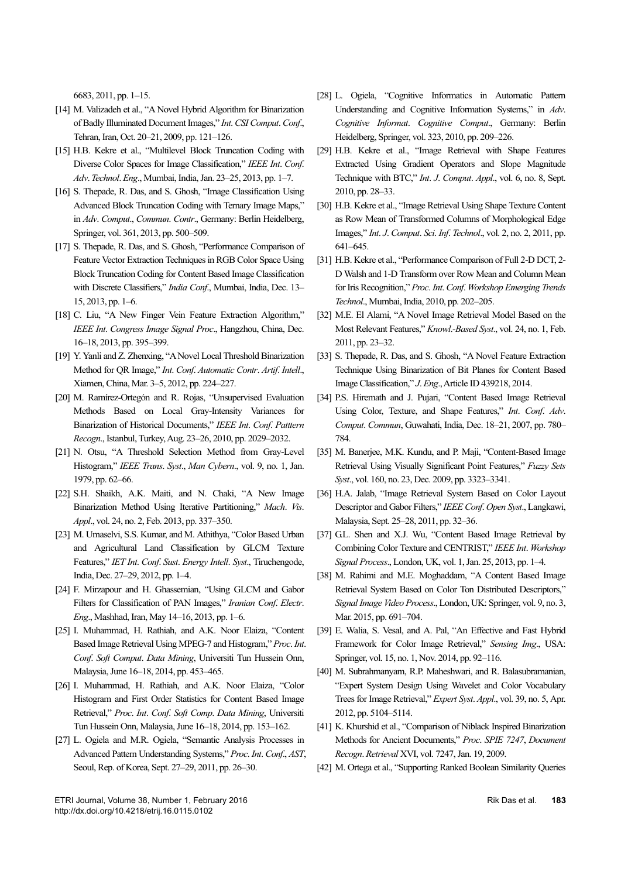6683, 2011, pp. 1–15.

[14] M. Valizadeh et al., "A Novel Hybrid Algorithm for Binarization of Badly Illuminated Document Images," *Int. CSI Comput. Conf.*, Tehran, Iran, Oct. 20–21, 2009, pp. 121–126.

[15] H.B. Kekre et al., "Multilevel Block Truncation Coding with Diverse Color Spaces for Image Classification," *IEEE Int. Conf. Adv. Technol. Eng.*, Mumbai, India, Jan. 23–25, 2013, pp. 1–7.

[16] S. Thepade, R. Das, and S. Ghosh, "Image Classification Using Advanced Block Truncation Coding with Ternary Image Maps," in *Adv. Comput., Commun. Contr.*, Germany: Berlin Heidelberg, Springer, vol. 361, 2013, pp. 500–509.

[17] S. Thepade, R. Das, and S. Ghosh, "Performance Comparison of Feature Vector Extraction Techniques in RGB Color Space Using Block Truncation Coding for Content Based Image Classification with Discrete Classifiers," *India Conf.*, Mumbai, India, Dec. 13–15, 2013, pp. 1–6.

[18] C. Liu, "A New Finger Vein Feature Extraction Algorithm," *IEEE Int. Congress Image Signal Proc.*, Hangzhou, China, Dec. 16–18, 2013, pp. 395–399.

[19] Y. Yanli and Z. Zhenxing, "A Novel Local Threshold Binarization Method for QR Image," *Int. Conf. Automatic Contr. Artif. Intell.*, Xiamen, China, Mar. 3–5, 2012, pp. 224–227.

[20] M. Ramírez-Ortegón and R. Rojas, "Unsupervised Evaluation Methods Based on Local Gray-Intensity Variances for Binarization of Historical Documents," *IEEE Int. Conf. Patttern Recogn.*, Istanbul, Turkey, Aug. 23–26, 2010, pp. 2029–2032.

[21] N. Otsu, "A Threshold Selection Method from Gray-Level Histogram," *IEEE Trans. Syst., Man Cybern.*, vol. 9, no. 1, Jan. 1979, pp. 62–66.

[22] S.H. Shaikh, A.K. Maiti, and N. Chaki, "A New Image Binarization Method Using Iterative Partitioning," *Mach. Vis. Appl.*, vol. 24, no. 2, Feb. 2013, pp. 337–350.

[23] M. Umaselvi, S.S. Kumar, and M. Athithya, "Color Based Urban and Agricultural Land Classification by GLCM Texture Features," *IET Int. Conf. Sust. Energy Intell. Syst.*, Tiruchengode, India, Dec. 27–29, 2012, pp. 1–4.

[24] F. Mirzapour and H. Ghassemian, "Using GLCM and Gabor Filters for Classification of PAN Images," *Iranian Conf. Electr. Eng.*, Mashhad, Iran, May 14–16, 2013, pp. 1–6.

[25] I. Muhammad, H. Rathiah, and A.K. Noor Elaiza, "Content Based Image Retrieval Using MPEG-7 and Histogram," *Proc. Int. Conf. Soft Comput. Data Mining*, Universiti Tun Hussein Onn, Malaysia, June 16–18, 2014, pp. 453–465.

[26] I. Muhammad, H. Rathiah, and A.K. Noor Elaiza, "Color Histogram and First Order Statistics for Content Based Image Retrieval," *Proc. Int. Conf. Soft Comp. Data Mining*, Universiti Tun Hussein Onn, Malaysia, June 16–18, 2014, pp. 153–162.

[27] L. Ogiela and M.R. Ogiela, "Semantic Analysis Processes in Advanced Pattern Understanding Systems," *Proc. Int. Conf., AST*, Seoul, Rep. of Korea, Sept. 27–29, 2011, pp. 26–30.

[28] L. Ogiela, "Cognitive Informatics in Automatic Pattern Understanding and Cognitive Information Systems," in *Adv. Cognitive Informat. Cognitive Comput.*, Germany: Berlin Heidelberg, Springer, vol. 323, 2010, pp. 209–226.

[29] H.B. Kekre et al., "Image Retrieval with Shape Features Extracted Using Gradient Operators and Slope Magnitude Technique with BTC," *Int. J. Comput. Appl.*, vol. 6, no. 8, Sept. 2010, pp. 28–33.

[30] H.B. Kekre et al., "Image Retrieval Using Shape Texture Content as Row Mean of Transformed Columns of Morphological Edge Images," *Int. J. Comput. Sci. Inf. Technol.*, vol. 2, no. 2, 2011, pp. 641–645.

[31] H.B. Kekre et al., "Performance Comparison of Full 2-D DCT, 2-D Walsh and 1-D Transform over Row Mean and Column Mean for Iris Recognition," *Proc. Int. Conf. Workshop Emerging Trends Technol.*, Mumbai, India, 2010, pp. 202–205.

[32] M.E. El Alami, "A Novel Image Retrieval Model Based on the Most Relevant Features," *Knowl.-Based Syst.*, vol. 24, no. 1, Feb. 2011, pp. 23–32.

[33] S. Thepade, R. Das, and S. Ghosh, "A Novel Feature Extraction Technique Using Binarization of Bit Planes for Content Based Image Classification," *J. Eng.*, Article ID 439218, 2014.

[34] P.S. Hiremath and J. Pujari, "Content Based Image Retrieval Using Color, Texture, and Shape Features," *Int. Conf. Adv. Comput. Commun*, Guwahati, India, Dec. 18–21, 2007, pp. 780–784.

[35] M. Banerjee, M.K. Kundu, and P. Maji, "Content-Based Image Retrieval Using Visually Significant Point Features," *Fuzzy Sets Syst.*, vol. 160, no. 23, Dec. 2009, pp. 3323–3341.

[36] H.A. Jalab, "Image Retrieval System Based on Color Layout Descriptor and Gabor Filters," *IEEE Conf. Open Syst.*, Langkawi, Malaysia, Sept. 25–28, 2011, pp. 32–36.

[37] G.L. Shen and X.J. Wu, "Content Based Image Retrieval by Combining Color Texture and CENTRIST," *IEEE Int. Workshop Signal Process.*, London, UK, vol. 1, Jan. 25, 2013, pp. 1–4.

[38] M. Rahimi and M.E. Moghaddam, "A Content Based Image Retrieval System Based on Color Ton Distributed Descriptors," *Signal Image Video Process.*, London, UK: Springer, vol. 9, no. 3, Mar. 2015, pp. 691–704.

[39] E. Walia, S. Vesal, and A. Pal, "An Effective and Fast Hybrid Framework for Color Image Retrieval," *Sensing Img.*, USA: Springer, vol. 15, no. 1, Nov. 2014, pp. 92–116.

[40] M. Subrahmanyam, R.P. Maheshwari, and R. Balasubramanian, "Expert System Design Using Wavelet and Color Vocabulary Trees for Image Retrieval," *Expert Syst. Appl.*, vol. 39, no. 5, Apr. 2012, pp. 5104–5114.

[41] K. Khurshid et al., "Comparison of Niblack Inspired Binarization Methods for Ancient Documents," *Proc. SPIE 7247*, *Document Recogn. Retrieval* XVI, vol. 7247, Jan. 19, 2009.

[42] M. Ortega et al., "Supporting Ranked Boolean Similarity Queries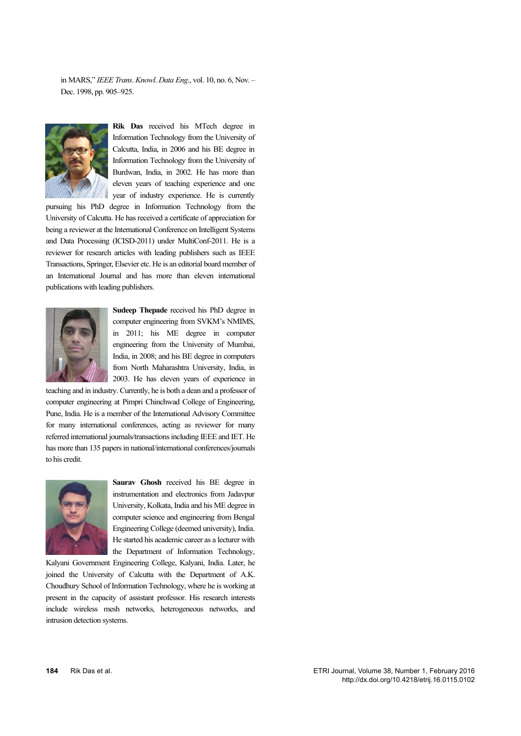in MARS," *IEEE Trans. Knowl. Data Eng.*, vol. 10, no. 6, Nov. – Dec. 1998, pp. 905–925.

**Rik Das** received his MTech degree in Information Technology from the University of Calcutta, India, in 2006 and his BE degree in Information Technology from the University of Burdwan, India, in 2002. He has more than eleven years of teaching experience and one year of industry experience. He is currently pursuing his PhD degree in Information Technology from the University of Calcutta. He has received a certificate of appreciation for being a reviewer at the International Conference on Intelligent Systems and Data Processing (ICISD-2011) under MultiConf-2011. He is a reviewer for research articles with leading publishers such as IEEE Transactions, Springer, Elsevier etc. He is an editorial board member of an International Journal and has more than eleven international publications with leading publishers.

**Sudeep Thepade** received his PhD degree in computer engineering from SVKM's NMIMS, in 2011; his ME degree in computer engineering from the University of Mumbai, India, in 2008; and his BE degree in computers from North Maharashtra University, India, in 2003. He has eleven years of experience in teaching and in industry. Currently, he is both a dean and a professor of computer engineering at Pimpri Chinchwad College of Engineering, Pune, India. He is a member of the International Advisory Committee for many international conferences, acting as reviewer for many referred international journals/transactions including IEEE and IET. He has more than 135 papers in national/international conferences/journals to his credit.

**Saurav Ghosh** received his BE degree in instrumentation and electronics from Jadavpur University, Kolkata, India and his ME degree in computer science and engineering from Bengal Engineering College (deemed university), India. He started his academic career as a lecturer with the Department of Information Technology, Kalyani Government Engineering College, Kalyani, India. Later, he joined the University of Calcutta with the Department of A.K. Choudhury School of Information Technology, where he is working at present in the capacity of assistant professor. His research interests include wireless mesh networks, heterogeneous networks, and intrusion detection systems.